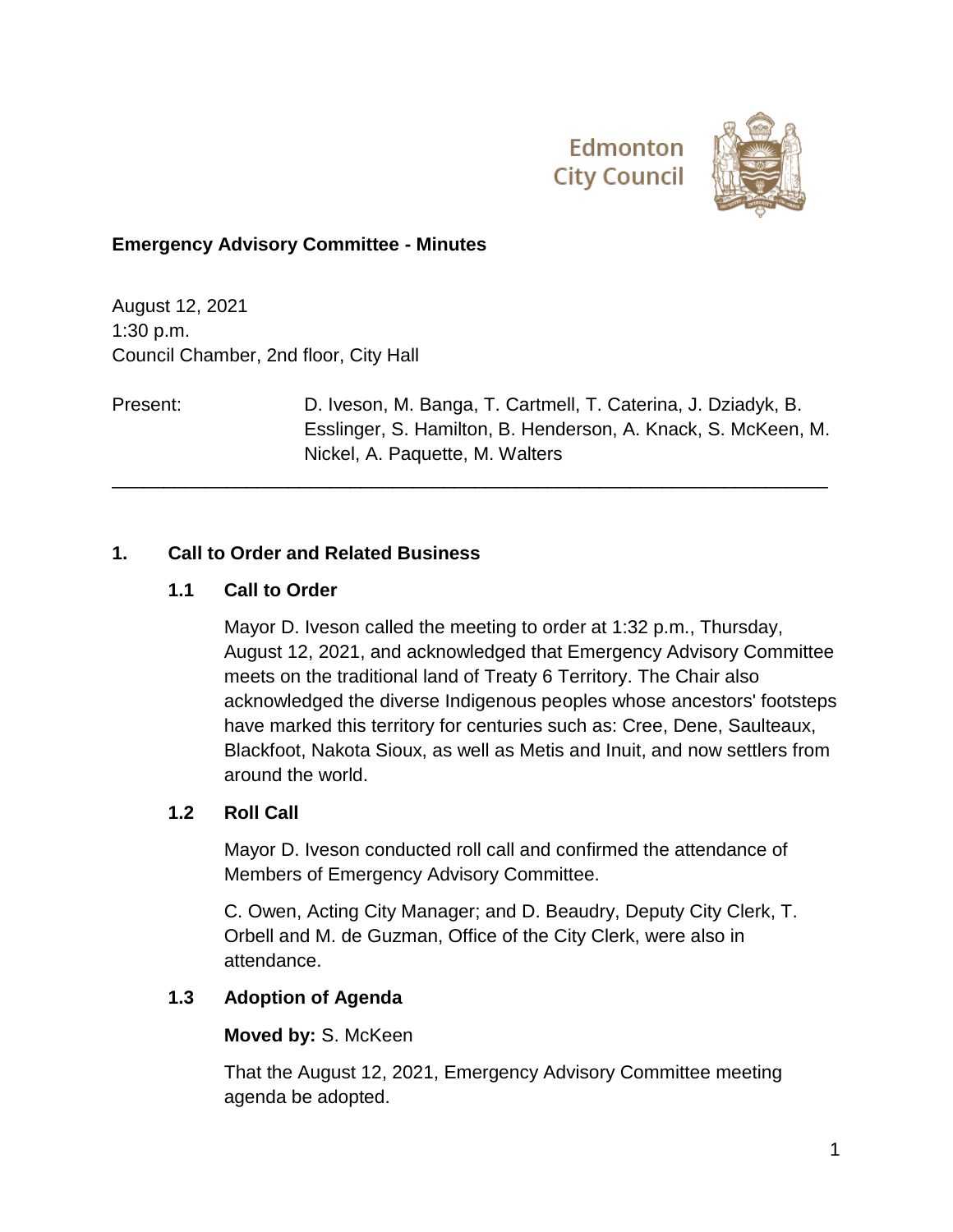Edmonton City Council

## Emergency Advisory Committee - Minutes

August 12, 2021
1:30 p.m.
Council Chamber, 2nd floor, City Hall

Present: D. Iveson, M. Banga, T. Cartmell, T. Caterina, J. Dziadyk, B. Esslinger, S. Hamilton, B. Henderson, A. Knack, S. McKeen, M. Nickel, A. Paquette, M. Walters

---

### 1. Call to Order and Related Business

#### 1.1 Call to Order

Mayor D. Iveson called the meeting to order at 1:32 p.m., Thursday, August 12, 2021, and acknowledged that Emergency Advisory Committee meets on the traditional land of Treaty 6 Territory. The Chair also acknowledged the diverse Indigenous peoples whose ancestors' footsteps have marked this territory for centuries such as: Cree, Dene, Saulteaux, Blackfoot, Nakota Sioux, as well as Metis and Inuit, and now settlers from around the world.

#### 1.2 Roll Call

Mayor D. Iveson conducted roll call and confirmed the attendance of Members of Emergency Advisory Committee.

C. Owen, Acting City Manager; and D. Beaudry, Deputy City Clerk, T. Orbell and M. de Guzman, Office of the City Clerk, were also in attendance.

#### 1.3 Adoption of Agenda

**Moved by:** S. McKeen

That the August 12, 2021, Emergency Advisory Committee meeting agenda be adopted.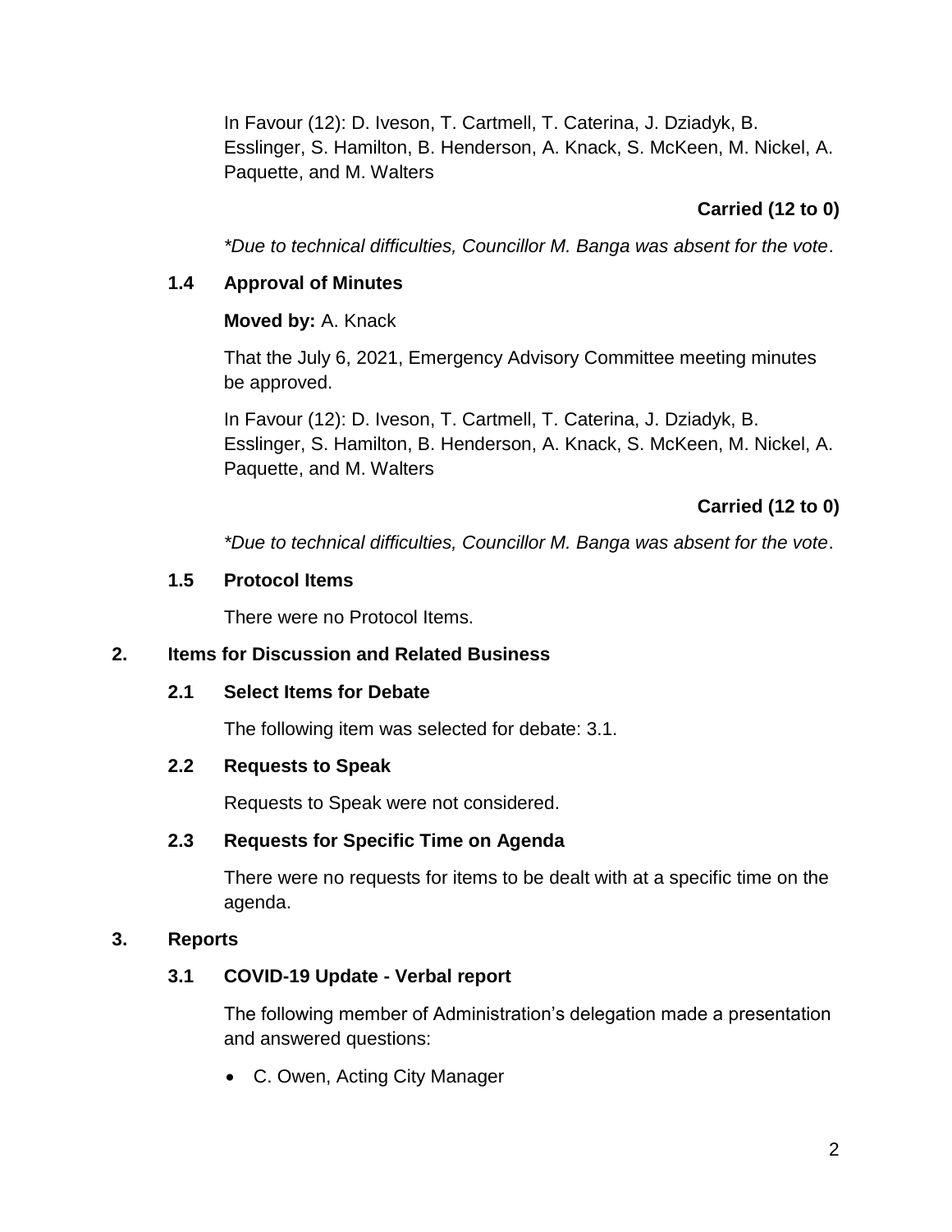In Favour (12): D. Iveson, T. Cartmell, T. Caterina, J. Dziadyk, B. Esslinger, S. Hamilton, B. Henderson, A. Knack, S. McKeen, M. Nickel, A. Paquette, and M. Walters

**Carried (12 to 0)**

*\*Due to technical difficulties, Councillor M. Banga was absent for the vote*.

### 1.4 Approval of Minutes

**Moved by:** A. Knack

That the July 6, 2021, Emergency Advisory Committee meeting minutes be approved.

In Favour (12): D. Iveson, T. Cartmell, T. Caterina, J. Dziadyk, B. Esslinger, S. Hamilton, B. Henderson, A. Knack, S. McKeen, M. Nickel, A. Paquette, and M. Walters

**Carried (12 to 0)**

*\*Due to technical difficulties, Councillor M. Banga was absent for the vote*.

### 1.5 Protocol Items

There were no Protocol Items.

## 2. Items for Discussion and Related Business

### 2.1 Select Items for Debate

The following item was selected for debate: 3.1.

### 2.2 Requests to Speak

Requests to Speak were not considered.

### 2.3 Requests for Specific Time on Agenda

There were no requests for items to be dealt with at a specific time on the agenda.

## 3. Reports

### 3.1 COVID-19 Update - Verbal report

The following member of Administration's delegation made a presentation and answered questions:

- C. Owen, Acting City Manager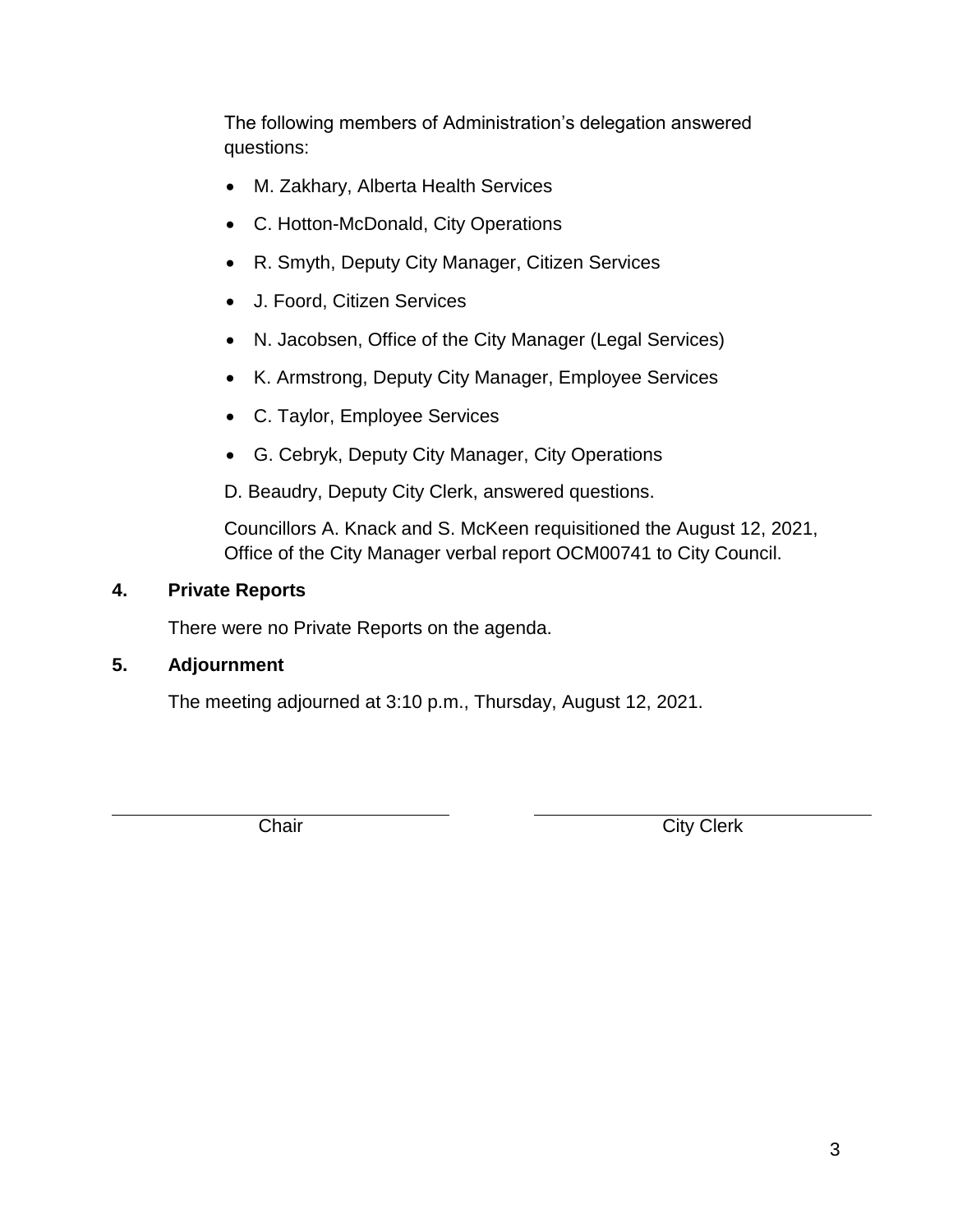The following members of Administration's delegation answered questions:

- M. Zakhary, Alberta Health Services
- C. Hotton-McDonald, City Operations
- R. Smyth, Deputy City Manager, Citizen Services
- J. Foord, Citizen Services
- N. Jacobsen, Office of the City Manager (Legal Services)
- K. Armstrong, Deputy City Manager, Employee Services
- C. Taylor, Employee Services
- G. Cebryk, Deputy City Manager, City Operations

D. Beaudry, Deputy City Clerk, answered questions.

Councillors A. Knack and S. McKeen requisitioned the August 12, 2021, Office of the City Manager verbal report OCM00741 to City Council.

## 4. Private Reports

There were no Private Reports on the agenda.

## 5. Adjournment

The meeting adjourned at 3:10 p.m., Thursday, August 12, 2021.

Chair

City Clerk